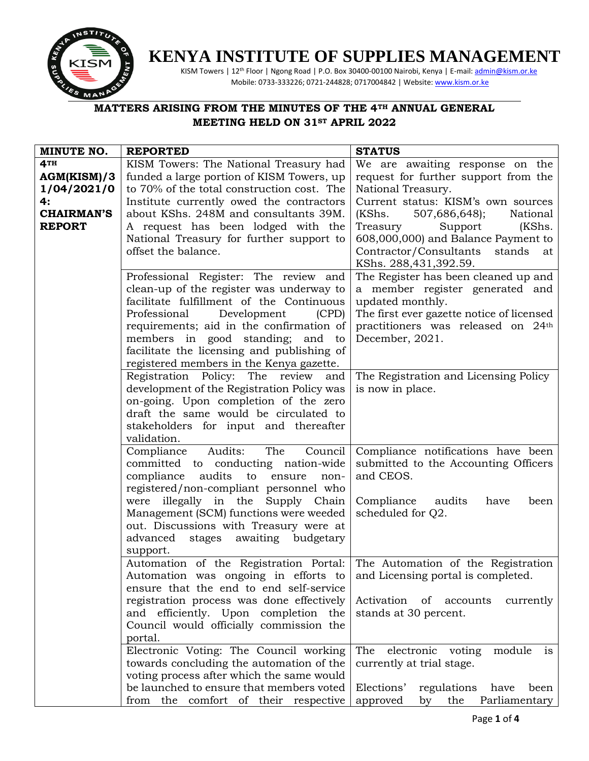# KENYA INSTITUTE OF SUPPLIES MANAGEMENT

KISM Towers | 12th Floor | Ngong Road | P.O. Box 30400-00100 Nairobi, Kenya | E-mail: admin@kism.or.ke
Mobile: 0733-333226; 0721-244828; 0717004842 | Website: www.kism.or.ke

## MATTERS ARISING FROM THE MINUTES OF THE 4TH ANNUAL GENERAL MEETING HELD ON 31ST APRIL 2022

| MINUTE NO. | REPORTED | STATUS |
|---|---|---|
| **4TH AGM(KISM)/31/04/2021/04: CHAIRMAN'S REPORT** | KISM Towers: The National Treasury had funded a large portion of KISM Towers, up to 70% of the total construction cost. The Institute currently owed the contractors about KShs. 248M and consultants 39M. A request has been lodged with the National Treasury for further support to offset the balance. | We are awaiting response on the request for further support from the National Treasury. Current status: KISM's own sources (KShs. 507,686,648); National Treasury Support (KShs. 608,000,000) and Balance Payment to Contractor/Consultants stands at KShs. 288,431,392.59. |
| | Professional Register: The review and clean-up of the register was underway to facilitate fulfillment of the Continuous Professional Development (CPD) requirements; aid in the confirmation of members in good standing; and to facilitate the licensing and publishing of registered members in the Kenya gazette. | The Register has been cleaned up and a member register generated and updated monthly. The first ever gazette notice of licensed practitioners was released on 24th December, 2021. |
| | Registration Policy: The review and development of the Registration Policy was on-going. Upon completion of the zero draft the same would be circulated to stakeholders for input and thereafter validation. | The Registration and Licensing Policy is now in place. |
| | Compliance Audits: The Council committed to conducting nation-wide compliance audits to ensure non-registered/non-compliant personnel who were illegally in the Supply Chain Management (SCM) functions were weeded out. Discussions with Treasury were at advanced stages awaiting budgetary support. | Compliance notifications have been submitted to the Accounting Officers and CEOS.<br><br>Compliance audits have been scheduled for Q2. |
| | Automation of the Registration Portal: Automation was ongoing in efforts to ensure that the end to end self-service registration process was done effectively and efficiently. Upon completion the Council would officially commission the portal. | The Automation of the Registration and Licensing portal is completed.<br><br>Activation of accounts currently stands at 30 percent. |
| | Electronic Voting: The Council working towards concluding the automation of the voting process after which the same would be launched to ensure that members voted from the comfort of their respective | The electronic voting module is currently at trial stage.<br><br>Elections' regulations have been approved by the Parliamentary |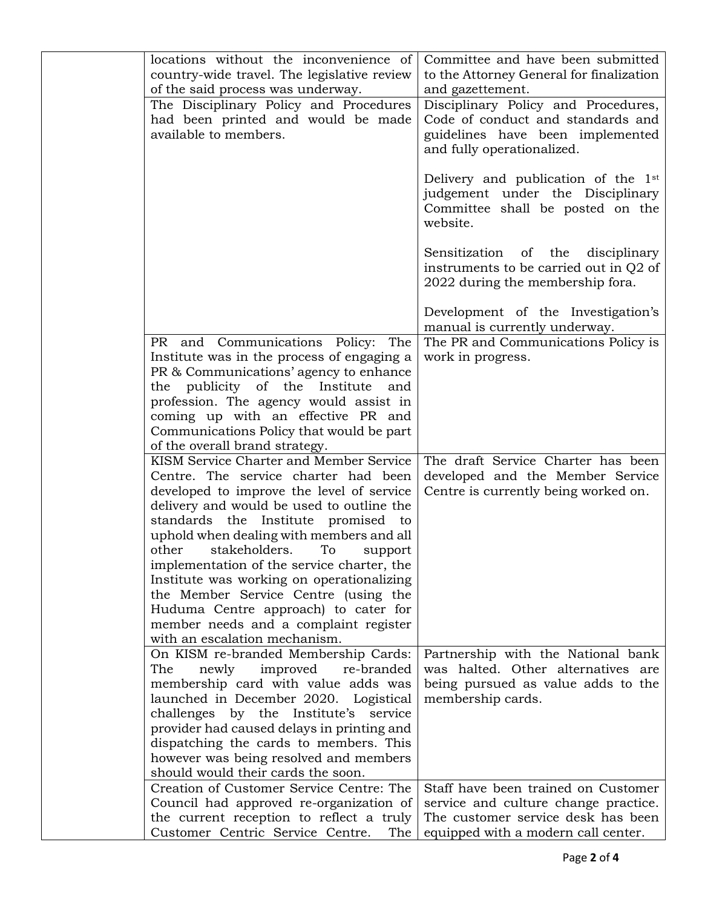| | | |
|---|---|---|
| | locations without the inconvenience of country-wide travel. The legislative review of the said process was underway. | Committee and have been submitted to the Attorney General for finalization and gazettement. |
| | The Disciplinary Policy and Procedures had been printed and would be made available to members. | Disciplinary Policy and Procedures, Code of conduct and standards and guidelines have been implemented and fully operationalized.<br><br>Delivery and publication of the 1st judgement under the Disciplinary Committee shall be posted on the website.<br><br>Sensitization of the disciplinary instruments to be carried out in Q2 of 2022 during the membership fora.<br><br>Development of the Investigation's manual is currently underway. |
| | PR and Communications Policy: The Institute was in the process of engaging a PR & Communications' agency to enhance the publicity of the Institute and profession. The agency would assist in coming up with an effective PR and Communications Policy that would be part of the overall brand strategy. | The PR and Communications Policy is work in progress. |
| | KISM Service Charter and Member Service Centre. The service charter had been developed to improve the level of service delivery and would be used to outline the standards the Institute promised to uphold when dealing with members and all other stakeholders. To support implementation of the service charter, the Institute was working on operationalizing the Member Service Centre (using the Huduma Centre approach) to cater for member needs and a complaint register with an escalation mechanism. | The draft Service Charter has been developed and the Member Service Centre is currently being worked on. |
| | On KISM re-branded Membership Cards: The newly improved re-branded membership card with value adds was launched in December 2020. Logistical challenges by the Institute's service provider had caused delays in printing and dispatching the cards to members. This however was being resolved and members should would their cards the soon. | Partnership with the National bank was halted. Other alternatives are being pursued as value adds to the membership cards. |
| | Creation of Customer Service Centre: The Council had approved re-organization of the current reception to reflect a truly Customer Centric Service Centre. The | Staff have been trained on Customer service and culture change practice. The customer service desk has been equipped with a modern call center. |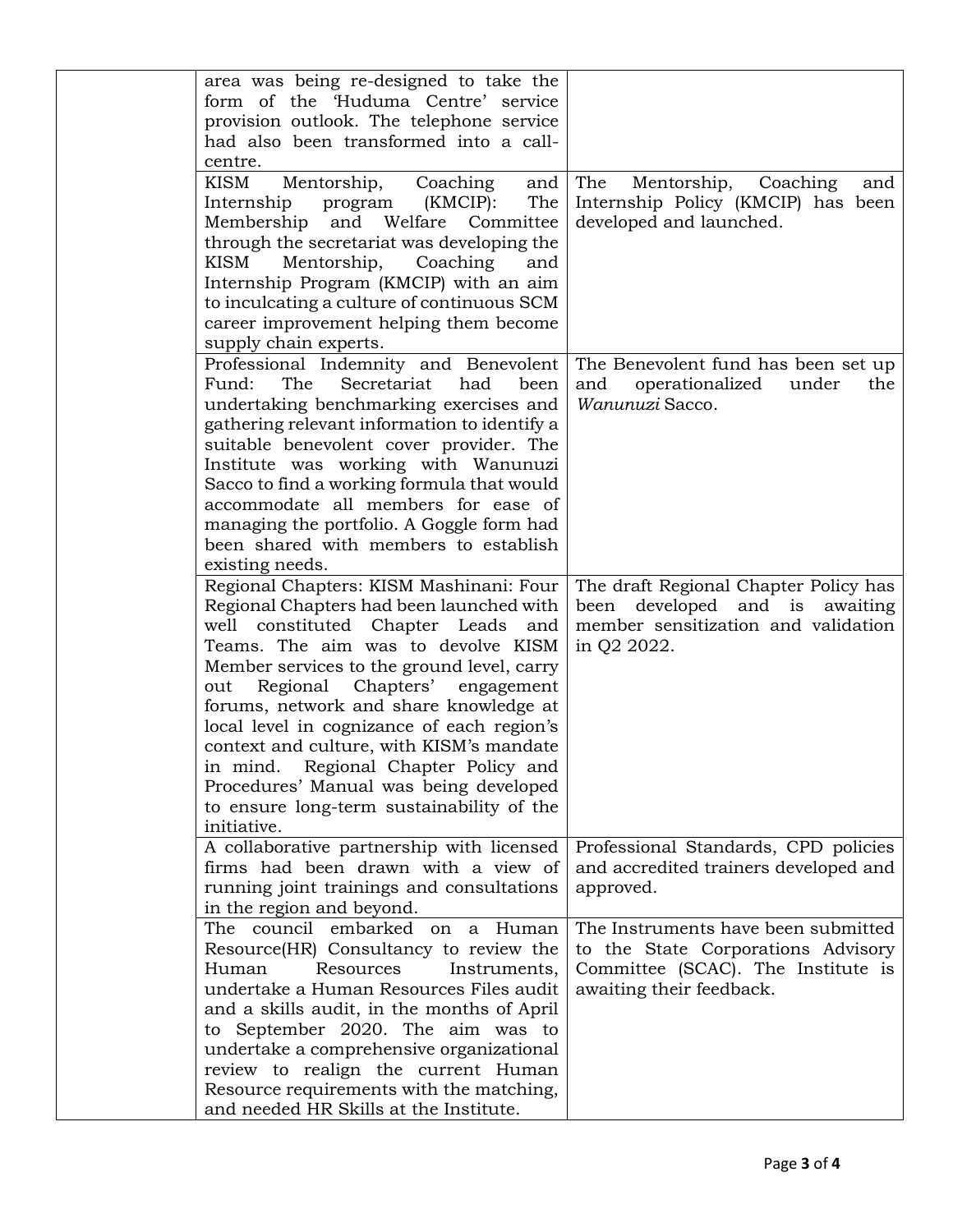| | | |
|---|---|---|
| | area was being re-designed to take the form of the 'Huduma Centre' service provision outlook. The telephone service had also been transformed into a call-centre. | |
| | KISM Mentorship, Coaching and Internship program (KMCIP): The Membership and Welfare Committee through the secretariat was developing the KISM Mentorship, Coaching and Internship Program (KMCIP) with an aim to inculcating a culture of continuous SCM career improvement helping them become supply chain experts. | The Mentorship, Coaching and Internship Policy (KMCIP) has been developed and launched. |
| | Professional Indemnity and Benevolent Fund: The Secretariat had been undertaking benchmarking exercises and gathering relevant information to identify a suitable benevolent cover provider. The Institute was working with Wanunuzi Sacco to find a working formula that would accommodate all members for ease of managing the portfolio. A Goggle form had been shared with members to establish existing needs. | The Benevolent fund has been set up and operationalized under the *Wanunuzi* Sacco. |
| | Regional Chapters: KISM Mashinani: Four Regional Chapters had been launched with well constituted Chapter Leads and Teams. The aim was to devolve KISM Member services to the ground level, carry out Regional Chapters' engagement forums, network and share knowledge at local level in cognizance of each region's context and culture, with KISM's mandate in mind. Regional Chapter Policy and Procedures' Manual was being developed to ensure long-term sustainability of the initiative. | The draft Regional Chapter Policy has been developed and is awaiting member sensitization and validation in Q2 2022. |
| | A collaborative partnership with licensed firms had been drawn with a view of running joint trainings and consultations in the region and beyond. | Professional Standards, CPD policies and accredited trainers developed and approved. |
| | The council embarked on a Human Resource(HR) Consultancy to review the Human Resources Instruments, undertake a Human Resources Files audit and a skills audit, in the months of April to September 2020. The aim was to undertake a comprehensive organizational review to realign the current Human Resource requirements with the matching, and needed HR Skills at the Institute. | The Instruments have been submitted to the State Corporations Advisory Committee (SCAC). The Institute is awaiting their feedback. |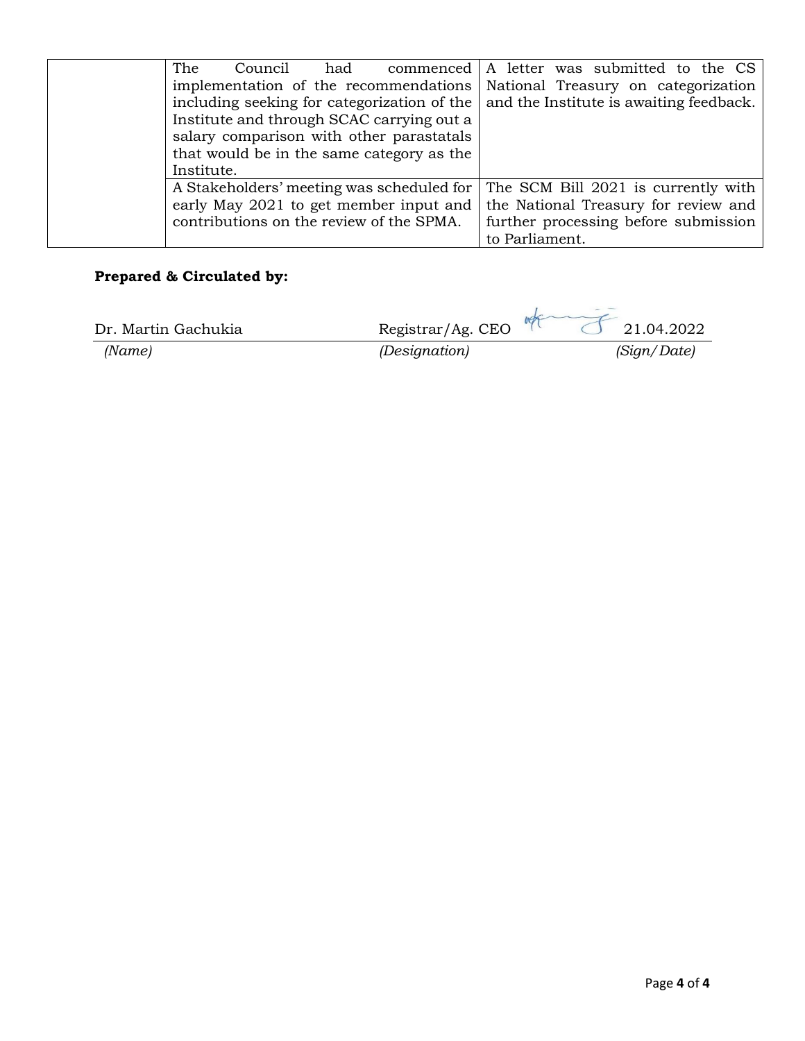| | | |
|---|---|---|
| | The Council had commenced implementation of the recommendations including seeking for categorization of the Institute and through SCAC carrying out a salary comparison with other parastatals that would be in the same category as the Institute. | A letter was submitted to the CS National Treasury on categorization and the Institute is awaiting feedback. |
| | A Stakeholders' meeting was scheduled for early May 2021 to get member input and contributions on the review of the SPMA. | The SCM Bill 2021 is currently with the National Treasury for review and further processing before submission to Parliament. |

**Prepared & Circulated by:**

| Dr. Martin Gachukia | Registrar/Ag. CEO | 21.04.2022 |
|---|---|---|
| *(Name)* | *(Designation)* | *(Sign/Date)* |